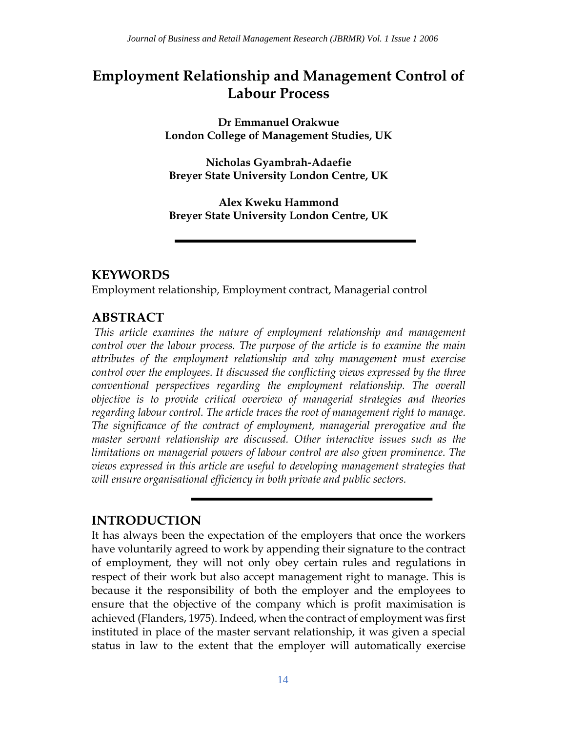# Employment Relationship and Management Control of Labour Process

**Dr Emmanuel Orakwue**
**London College of Management Studies, UK**

**Nicholas Gyambrah-Adaefie**
**Breyer State University London Centre, UK**

**Alex Kweku Hammond**
**Breyer State University London Centre, UK**

## KEYWORDS

Employment relationship, Employment contract, Managerial control

## ABSTRACT

*This article examines the nature of employment relationship and management control over the labour process. The purpose of the article is to examine the main attributes of the employment relationship and why management must exercise control over the employees. It discussed the conflicting views expressed by the three conventional perspectives regarding the employment relationship. The overall objective is to provide critical overview of managerial strategies and theories regarding labour control. The article traces the root of management right to manage. The significance of the contract of employment, managerial prerogative and the master servant relationship are discussed. Other interactive issues such as the limitations on managerial powers of labour control are also given prominence. The views expressed in this article are useful to developing management strategies that will ensure organisational efficiency in both private and public sectors.*

## INTRODUCTION

It has always been the expectation of the employers that once the workers have voluntarily agreed to work by appending their signature to the contract of employment, they will not only obey certain rules and regulations in respect of their work but also accept management right to manage. This is because it the responsibility of both the employer and the employees to ensure that the objective of the company which is profit maximisation is achieved (Flanders, 1975). Indeed, when the contract of employment was first instituted in place of the master servant relationship, it was given a special status in law to the extent that the employer will automatically exercise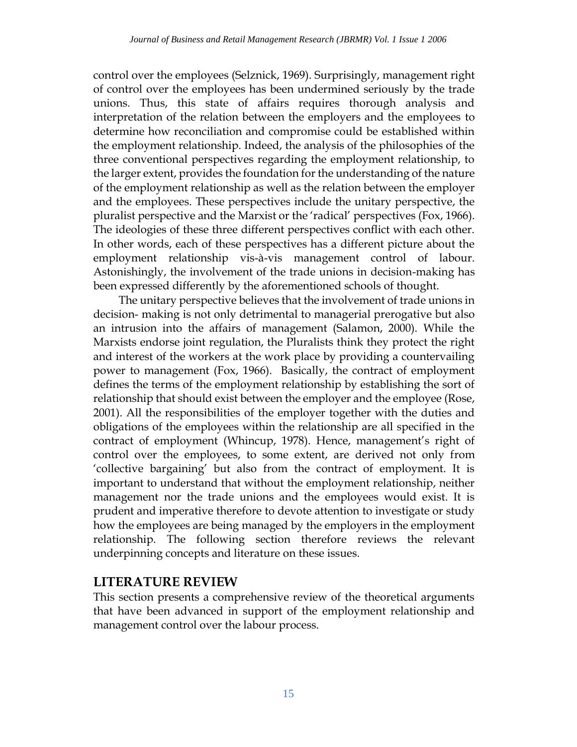control over the employees (Selznick, 1969). Surprisingly, management right of control over the employees has been undermined seriously by the trade unions. Thus, this state of affairs requires thorough analysis and interpretation of the relation between the employers and the employees to determine how reconciliation and compromise could be established within the employment relationship. Indeed, the analysis of the philosophies of the three conventional perspectives regarding the employment relationship, to the larger extent, provides the foundation for the understanding of the nature of the employment relationship as well as the relation between the employer and the employees. These perspectives include the unitary perspective, the pluralist perspective and the Marxist or the 'radical' perspectives (Fox, 1966). The ideologies of these three different perspectives conflict with each other. In other words, each of these perspectives has a different picture about the employment relationship vis-à-vis management control of labour. Astonishingly, the involvement of the trade unions in decision-making has been expressed differently by the aforementioned schools of thought.

The unitary perspective believes that the involvement of trade unions in decision- making is not only detrimental to managerial prerogative but also an intrusion into the affairs of management (Salamon, 2000). While the Marxists endorse joint regulation, the Pluralists think they protect the right and interest of the workers at the work place by providing a countervailing power to management (Fox, 1966). Basically, the contract of employment defines the terms of the employment relationship by establishing the sort of relationship that should exist between the employer and the employee (Rose, 2001). All the responsibilities of the employer together with the duties and obligations of the employees within the relationship are all specified in the contract of employment (Whincup, 1978). Hence, management's right of control over the employees, to some extent, are derived not only from 'collective bargaining' but also from the contract of employment. It is important to understand that without the employment relationship, neither management nor the trade unions and the employees would exist. It is prudent and imperative therefore to devote attention to investigate or study how the employees are being managed by the employers in the employment relationship. The following section therefore reviews the relevant underpinning concepts and literature on these issues.

## LITERATURE REVIEW

This section presents a comprehensive review of the theoretical arguments that have been advanced in support of the employment relationship and management control over the labour process.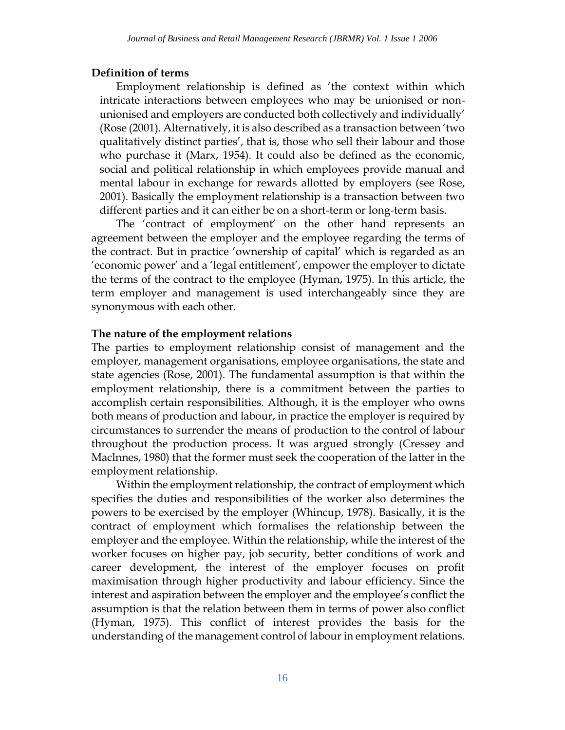### Definition of terms

Employment relationship is defined as 'the context within which intricate interactions between employees who may be unionised or non-unionised and employers are conducted both collectively and individually' (Rose (2001). Alternatively, it is also described as a transaction between 'two qualitatively distinct parties', that is, those who sell their labour and those who purchase it (Marx, 1954). It could also be defined as the economic, social and political relationship in which employees provide manual and mental labour in exchange for rewards allotted by employers (see Rose, 2001). Basically the employment relationship is a transaction between two different parties and it can either be on a short-term or long-term basis.

The 'contract of employment' on the other hand represents an agreement between the employer and the employee regarding the terms of the contract. But in practice 'ownership of capital' which is regarded as an 'economic power' and a 'legal entitlement', empower the employer to dictate the terms of the contract to the employee (Hyman, 1975). In this article, the term employer and management is used interchangeably since they are synonymous with each other.

### The nature of the employment relations

The parties to employment relationship consist of management and the employer, management organisations, employee organisations, the state and state agencies (Rose, 2001). The fundamental assumption is that within the employment relationship, there is a commitment between the parties to accomplish certain responsibilities. Although, it is the employer who owns both means of production and labour, in practice the employer is required by circumstances to surrender the means of production to the control of labour throughout the production process. It was argued strongly (Cressey and Maclnnes, 1980) that the former must seek the cooperation of the latter in the employment relationship.

Within the employment relationship, the contract of employment which specifies the duties and responsibilities of the worker also determines the powers to be exercised by the employer (Whincup, 1978). Basically, it is the contract of employment which formalises the relationship between the employer and the employee. Within the relationship, while the interest of the worker focuses on higher pay, job security, better conditions of work and career development, the interest of the employer focuses on profit maximisation through higher productivity and labour efficiency. Since the interest and aspiration between the employer and the employee's conflict the assumption is that the relation between them in terms of power also conflict (Hyman, 1975). This conflict of interest provides the basis for the understanding of the management control of labour in employment relations.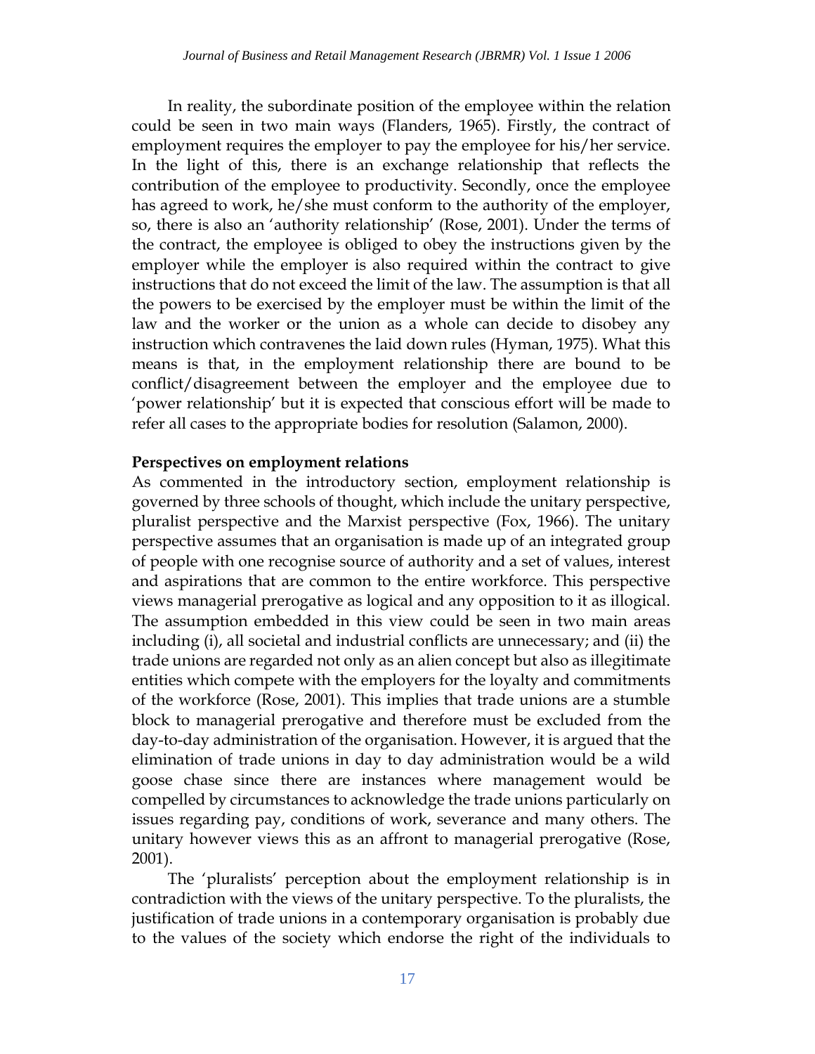In reality, the subordinate position of the employee within the relation could be seen in two main ways (Flanders, 1965). Firstly, the contract of employment requires the employer to pay the employee for his/her service. In the light of this, there is an exchange relationship that reflects the contribution of the employee to productivity. Secondly, once the employee has agreed to work, he/she must conform to the authority of the employer, so, there is also an 'authority relationship' (Rose, 2001). Under the terms of the contract, the employee is obliged to obey the instructions given by the employer while the employer is also required within the contract to give instructions that do not exceed the limit of the law. The assumption is that all the powers to be exercised by the employer must be within the limit of the law and the worker or the union as a whole can decide to disobey any instruction which contravenes the laid down rules (Hyman, 1975). What this means is that, in the employment relationship there are bound to be conflict/disagreement between the employer and the employee due to 'power relationship' but it is expected that conscious effort will be made to refer all cases to the appropriate bodies for resolution (Salamon, 2000).

**Perspectives on employment relations**

As commented in the introductory section, employment relationship is governed by three schools of thought, which include the unitary perspective, pluralist perspective and the Marxist perspective (Fox, 1966). The unitary perspective assumes that an organisation is made up of an integrated group of people with one recognise source of authority and a set of values, interest and aspirations that are common to the entire workforce. This perspective views managerial prerogative as logical and any opposition to it as illogical. The assumption embedded in this view could be seen in two main areas including (i), all societal and industrial conflicts are unnecessary; and (ii) the trade unions are regarded not only as an alien concept but also as illegitimate entities which compete with the employers for the loyalty and commitments of the workforce (Rose, 2001). This implies that trade unions are a stumble block to managerial prerogative and therefore must be excluded from the day-to-day administration of the organisation. However, it is argued that the elimination of trade unions in day to day administration would be a wild goose chase since there are instances where management would be compelled by circumstances to acknowledge the trade unions particularly on issues regarding pay, conditions of work, severance and many others. The unitary however views this as an affront to managerial prerogative (Rose, 2001).

The 'pluralists' perception about the employment relationship is in contradiction with the views of the unitary perspective. To the pluralists, the justification of trade unions in a contemporary organisation is probably due to the values of the society which endorse the right of the individuals to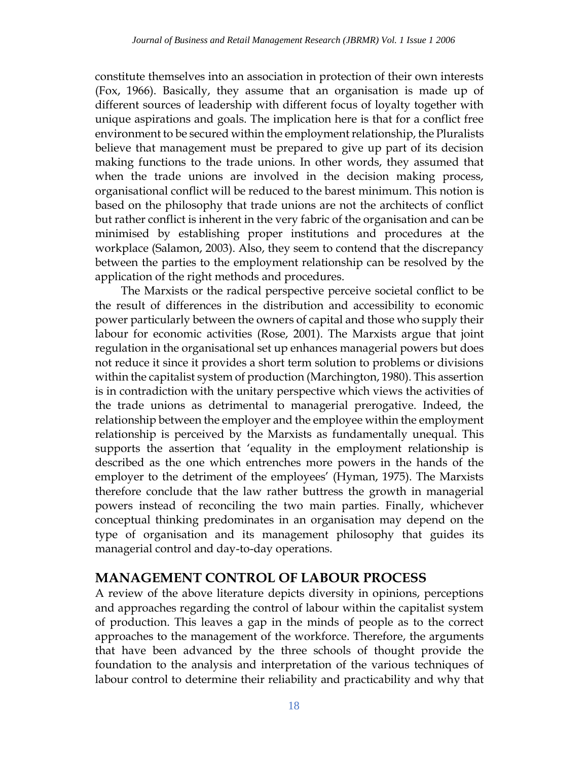constitute themselves into an association in protection of their own interests (Fox, 1966). Basically, they assume that an organisation is made up of different sources of leadership with different focus of loyalty together with unique aspirations and goals. The implication here is that for a conflict free environment to be secured within the employment relationship, the Pluralists believe that management must be prepared to give up part of its decision making functions to the trade unions. In other words, they assumed that when the trade unions are involved in the decision making process, organisational conflict will be reduced to the barest minimum. This notion is based on the philosophy that trade unions are not the architects of conflict but rather conflict is inherent in the very fabric of the organisation and can be minimised by establishing proper institutions and procedures at the workplace (Salamon, 2003). Also, they seem to contend that the discrepancy between the parties to the employment relationship can be resolved by the application of the right methods and procedures.

The Marxists or the radical perspective perceive societal conflict to be the result of differences in the distribution and accessibility to economic power particularly between the owners of capital and those who supply their labour for economic activities (Rose, 2001). The Marxists argue that joint regulation in the organisational set up enhances managerial powers but does not reduce it since it provides a short term solution to problems or divisions within the capitalist system of production (Marchington, 1980). This assertion is in contradiction with the unitary perspective which views the activities of the trade unions as detrimental to managerial prerogative. Indeed, the relationship between the employer and the employee within the employment relationship is perceived by the Marxists as fundamentally unequal. This supports the assertion that 'equality in the employment relationship is described as the one which entrenches more powers in the hands of the employer to the detriment of the employees' (Hyman, 1975). The Marxists therefore conclude that the law rather buttress the growth in managerial powers instead of reconciling the two main parties. Finally, whichever conceptual thinking predominates in an organisation may depend on the type of organisation and its management philosophy that guides its managerial control and day-to-day operations.

## MANAGEMENT CONTROL OF LABOUR PROCESS

A review of the above literature depicts diversity in opinions, perceptions and approaches regarding the control of labour within the capitalist system of production. This leaves a gap in the minds of people as to the correct approaches to the management of the workforce. Therefore, the arguments that have been advanced by the three schools of thought provide the foundation to the analysis and interpretation of the various techniques of labour control to determine their reliability and practicability and why that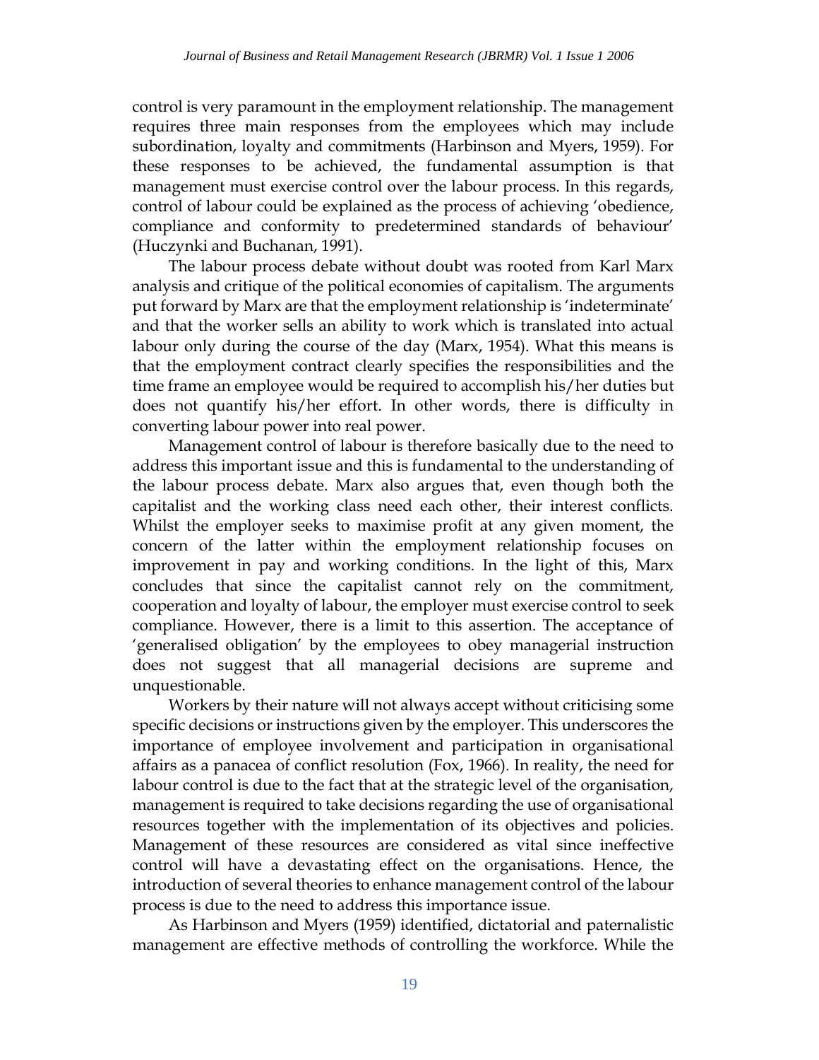control is very paramount in the employment relationship. The management requires three main responses from the employees which may include subordination, loyalty and commitments (Harbinson and Myers, 1959). For these responses to be achieved, the fundamental assumption is that management must exercise control over the labour process. In this regards, control of labour could be explained as the process of achieving 'obedience, compliance and conformity to predetermined standards of behaviour' (Huczynki and Buchanan, 1991).

The labour process debate without doubt was rooted from Karl Marx analysis and critique of the political economies of capitalism. The arguments put forward by Marx are that the employment relationship is 'indeterminate' and that the worker sells an ability to work which is translated into actual labour only during the course of the day (Marx, 1954). What this means is that the employment contract clearly specifies the responsibilities and the time frame an employee would be required to accomplish his/her duties but does not quantify his/her effort. In other words, there is difficulty in converting labour power into real power.

Management control of labour is therefore basically due to the need to address this important issue and this is fundamental to the understanding of the labour process debate. Marx also argues that, even though both the capitalist and the working class need each other, their interest conflicts. Whilst the employer seeks to maximise profit at any given moment, the concern of the latter within the employment relationship focuses on improvement in pay and working conditions. In the light of this, Marx concludes that since the capitalist cannot rely on the commitment, cooperation and loyalty of labour, the employer must exercise control to seek compliance. However, there is a limit to this assertion. The acceptance of 'generalised obligation' by the employees to obey managerial instruction does not suggest that all managerial decisions are supreme and unquestionable.

Workers by their nature will not always accept without criticising some specific decisions or instructions given by the employer. This underscores the importance of employee involvement and participation in organisational affairs as a panacea of conflict resolution (Fox, 1966). In reality, the need for labour control is due to the fact that at the strategic level of the organisation, management is required to take decisions regarding the use of organisational resources together with the implementation of its objectives and policies. Management of these resources are considered as vital since ineffective control will have a devastating effect on the organisations. Hence, the introduction of several theories to enhance management control of the labour process is due to the need to address this importance issue.

As Harbinson and Myers (1959) identified, dictatorial and paternalistic management are effective methods of controlling the workforce. While the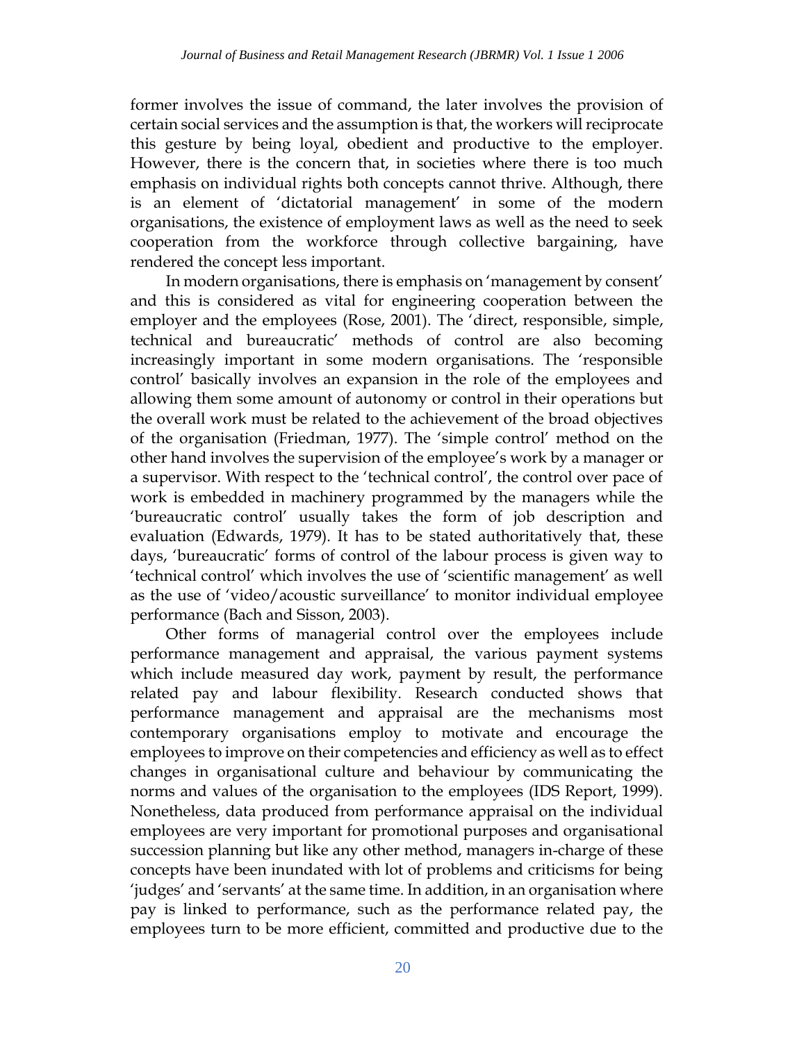former involves the issue of command, the later involves the provision of certain social services and the assumption is that, the workers will reciprocate this gesture by being loyal, obedient and productive to the employer. However, there is the concern that, in societies where there is too much emphasis on individual rights both concepts cannot thrive. Although, there is an element of 'dictatorial management' in some of the modern organisations, the existence of employment laws as well as the need to seek cooperation from the workforce through collective bargaining, have rendered the concept less important.

In modern organisations, there is emphasis on 'management by consent' and this is considered as vital for engineering cooperation between the employer and the employees (Rose, 2001). The 'direct, responsible, simple, technical and bureaucratic' methods of control are also becoming increasingly important in some modern organisations. The 'responsible control' basically involves an expansion in the role of the employees and allowing them some amount of autonomy or control in their operations but the overall work must be related to the achievement of the broad objectives of the organisation (Friedman, 1977). The 'simple control' method on the other hand involves the supervision of the employee's work by a manager or a supervisor. With respect to the 'technical control', the control over pace of work is embedded in machinery programmed by the managers while the 'bureaucratic control' usually takes the form of job description and evaluation (Edwards, 1979). It has to be stated authoritatively that, these days, 'bureaucratic' forms of control of the labour process is given way to 'technical control' which involves the use of 'scientific management' as well as the use of 'video/acoustic surveillance' to monitor individual employee performance (Bach and Sisson, 2003).

Other forms of managerial control over the employees include performance management and appraisal, the various payment systems which include measured day work, payment by result, the performance related pay and labour flexibility. Research conducted shows that performance management and appraisal are the mechanisms most contemporary organisations employ to motivate and encourage the employees to improve on their competencies and efficiency as well as to effect changes in organisational culture and behaviour by communicating the norms and values of the organisation to the employees (IDS Report, 1999). Nonetheless, data produced from performance appraisal on the individual employees are very important for promotional purposes and organisational succession planning but like any other method, managers in-charge of these concepts have been inundated with lot of problems and criticisms for being 'judges' and 'servants' at the same time. In addition, in an organisation where pay is linked to performance, such as the performance related pay, the employees turn to be more efficient, committed and productive due to the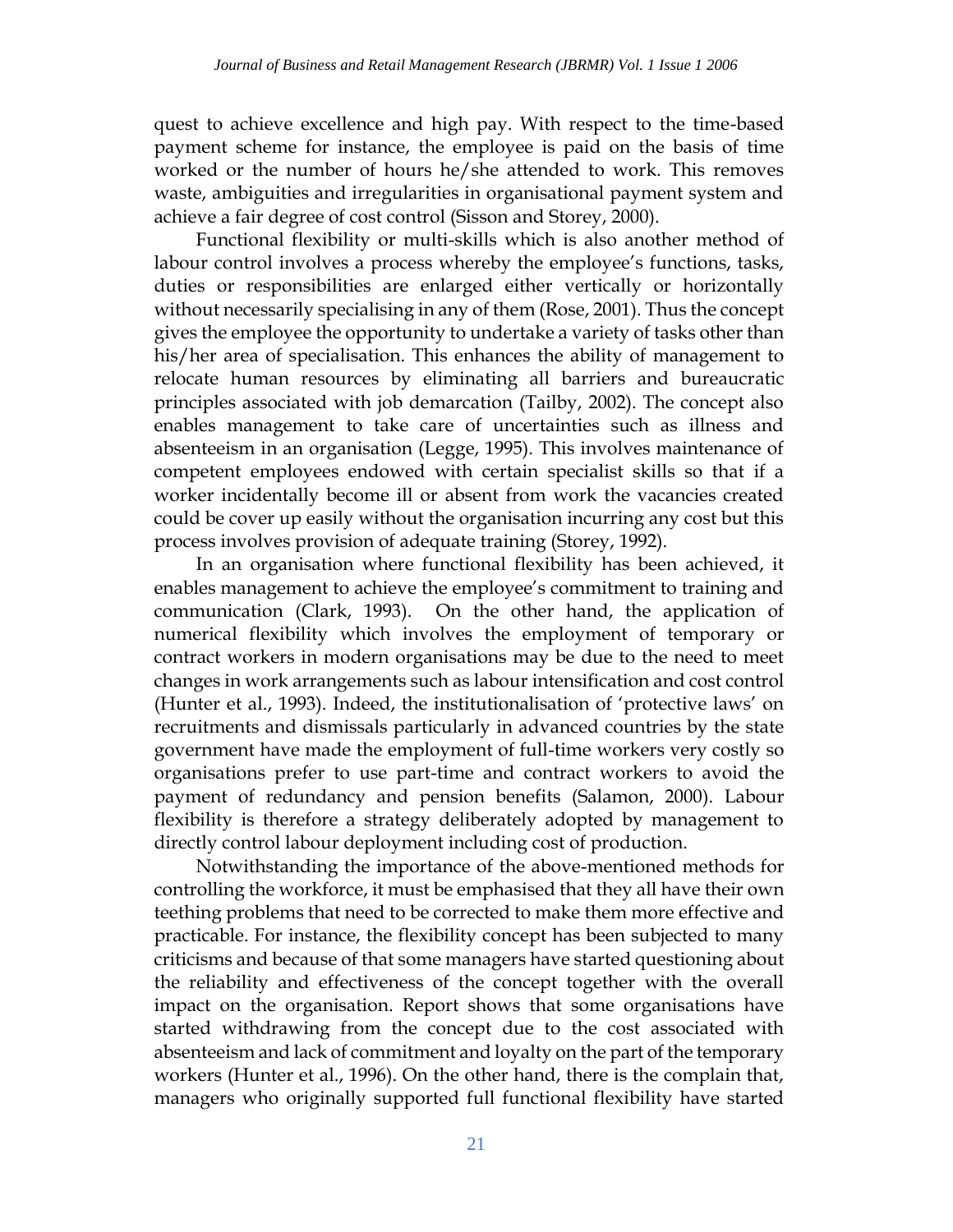quest to achieve excellence and high pay. With respect to the time-based payment scheme for instance, the employee is paid on the basis of time worked or the number of hours he/she attended to work. This removes waste, ambiguities and irregularities in organisational payment system and achieve a fair degree of cost control (Sisson and Storey, 2000).

Functional flexibility or multi-skills which is also another method of labour control involves a process whereby the employee's functions, tasks, duties or responsibilities are enlarged either vertically or horizontally without necessarily specialising in any of them (Rose, 2001). Thus the concept gives the employee the opportunity to undertake a variety of tasks other than his/her area of specialisation. This enhances the ability of management to relocate human resources by eliminating all barriers and bureaucratic principles associated with job demarcation (Tailby, 2002). The concept also enables management to take care of uncertainties such as illness and absenteeism in an organisation (Legge, 1995). This involves maintenance of competent employees endowed with certain specialist skills so that if a worker incidentally become ill or absent from work the vacancies created could be cover up easily without the organisation incurring any cost but this process involves provision of adequate training (Storey, 1992).

In an organisation where functional flexibility has been achieved, it enables management to achieve the employee's commitment to training and communication (Clark, 1993). On the other hand, the application of numerical flexibility which involves the employment of temporary or contract workers in modern organisations may be due to the need to meet changes in work arrangements such as labour intensification and cost control (Hunter et al., 1993). Indeed, the institutionalisation of 'protective laws' on recruitments and dismissals particularly in advanced countries by the state government have made the employment of full-time workers very costly so organisations prefer to use part-time and contract workers to avoid the payment of redundancy and pension benefits (Salamon, 2000). Labour flexibility is therefore a strategy deliberately adopted by management to directly control labour deployment including cost of production.

Notwithstanding the importance of the above-mentioned methods for controlling the workforce, it must be emphasised that they all have their own teething problems that need to be corrected to make them more effective and practicable. For instance, the flexibility concept has been subjected to many criticisms and because of that some managers have started questioning about the reliability and effectiveness of the concept together with the overall impact on the organisation. Report shows that some organisations have started withdrawing from the concept due to the cost associated with absenteeism and lack of commitment and loyalty on the part of the temporary workers (Hunter et al., 1996). On the other hand, there is the complain that, managers who originally supported full functional flexibility have started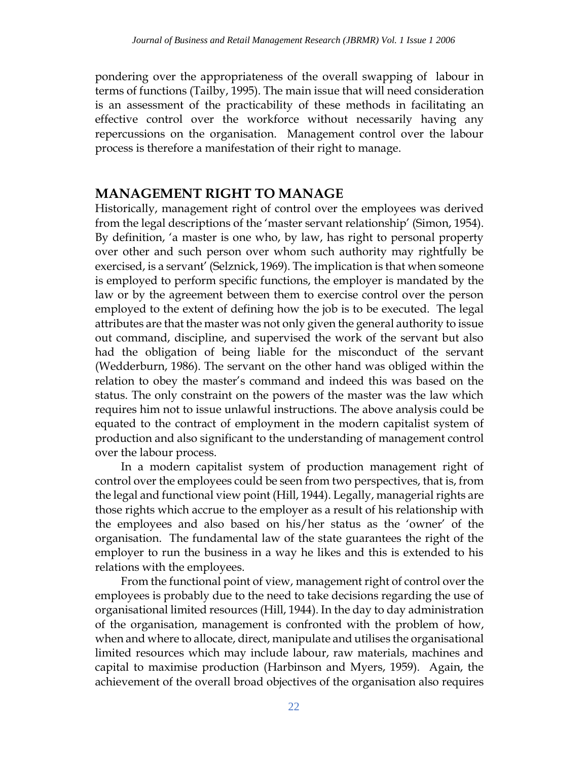pondering over the appropriateness of the overall swapping of labour in terms of functions (Tailby, 1995). The main issue that will need consideration is an assessment of the practicability of these methods in facilitating an effective control over the workforce without necessarily having any repercussions on the organisation. Management control over the labour process is therefore a manifestation of their right to manage.

## MANAGEMENT RIGHT TO MANAGE

Historically, management right of control over the employees was derived from the legal descriptions of the 'master servant relationship' (Simon, 1954). By definition, 'a master is one who, by law, has right to personal property over other and such person over whom such authority may rightfully be exercised, is a servant' (Selznick, 1969). The implication is that when someone is employed to perform specific functions, the employer is mandated by the law or by the agreement between them to exercise control over the person employed to the extent of defining how the job is to be executed. The legal attributes are that the master was not only given the general authority to issue out command, discipline, and supervised the work of the servant but also had the obligation of being liable for the misconduct of the servant (Wedderburn, 1986). The servant on the other hand was obliged within the relation to obey the master's command and indeed this was based on the status. The only constraint on the powers of the master was the law which requires him not to issue unlawful instructions. The above analysis could be equated to the contract of employment in the modern capitalist system of production and also significant to the understanding of management control over the labour process.

In a modern capitalist system of production management right of control over the employees could be seen from two perspectives, that is, from the legal and functional view point (Hill, 1944). Legally, managerial rights are those rights which accrue to the employer as a result of his relationship with the employees and also based on his/her status as the 'owner' of the organisation. The fundamental law of the state guarantees the right of the employer to run the business in a way he likes and this is extended to his relations with the employees.

From the functional point of view, management right of control over the employees is probably due to the need to take decisions regarding the use of organisational limited resources (Hill, 1944). In the day to day administration of the organisation, management is confronted with the problem of how, when and where to allocate, direct, manipulate and utilises the organisational limited resources which may include labour, raw materials, machines and capital to maximise production (Harbinson and Myers, 1959). Again, the achievement of the overall broad objectives of the organisation also requires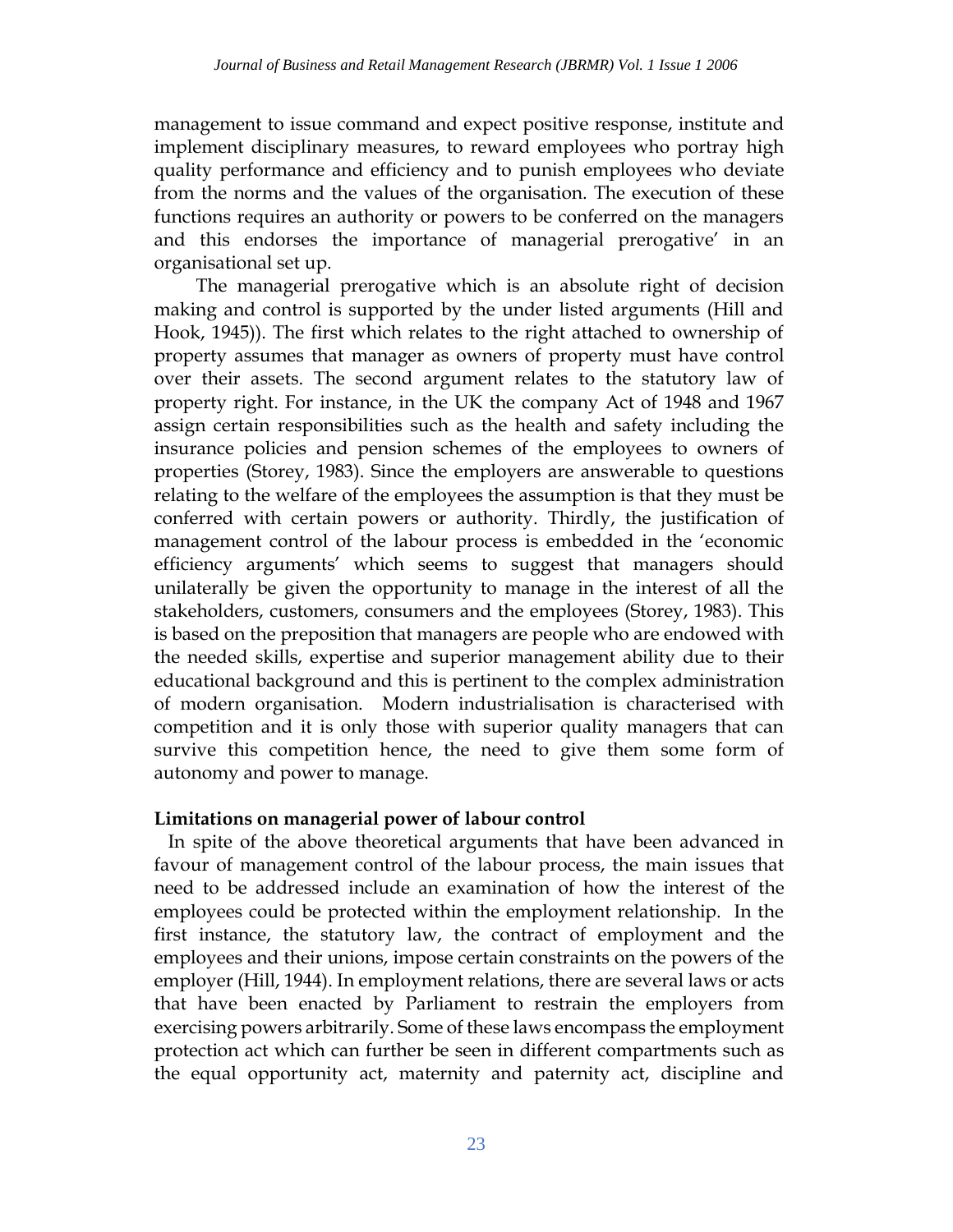management to issue command and expect positive response, institute and implement disciplinary measures, to reward employees who portray high quality performance and efficiency and to punish employees who deviate from the norms and the values of the organisation. The execution of these functions requires an authority or powers to be conferred on the managers and this endorses the importance of managerial prerogative' in an organisational set up.

The managerial prerogative which is an absolute right of decision making and control is supported by the under listed arguments (Hill and Hook, 1945)). The first which relates to the right attached to ownership of property assumes that manager as owners of property must have control over their assets. The second argument relates to the statutory law of property right. For instance, in the UK the company Act of 1948 and 1967 assign certain responsibilities such as the health and safety including the insurance policies and pension schemes of the employees to owners of properties (Storey, 1983). Since the employers are answerable to questions relating to the welfare of the employees the assumption is that they must be conferred with certain powers or authority. Thirdly, the justification of management control of the labour process is embedded in the 'economic efficiency arguments' which seems to suggest that managers should unilaterally be given the opportunity to manage in the interest of all the stakeholders, customers, consumers and the employees (Storey, 1983). This is based on the preposition that managers are people who are endowed with the needed skills, expertise and superior management ability due to their educational background and this is pertinent to the complex administration of modern organisation. Modern industrialisation is characterised with competition and it is only those with superior quality managers that can survive this competition hence, the need to give them some form of autonomy and power to manage.

**Limitations on managerial power of labour control**

In spite of the above theoretical arguments that have been advanced in favour of management control of the labour process, the main issues that need to be addressed include an examination of how the interest of the employees could be protected within the employment relationship. In the first instance, the statutory law, the contract of employment and the employees and their unions, impose certain constraints on the powers of the employer (Hill, 1944). In employment relations, there are several laws or acts that have been enacted by Parliament to restrain the employers from exercising powers arbitrarily. Some of these laws encompass the employment protection act which can further be seen in different compartments such as the equal opportunity act, maternity and paternity act, discipline and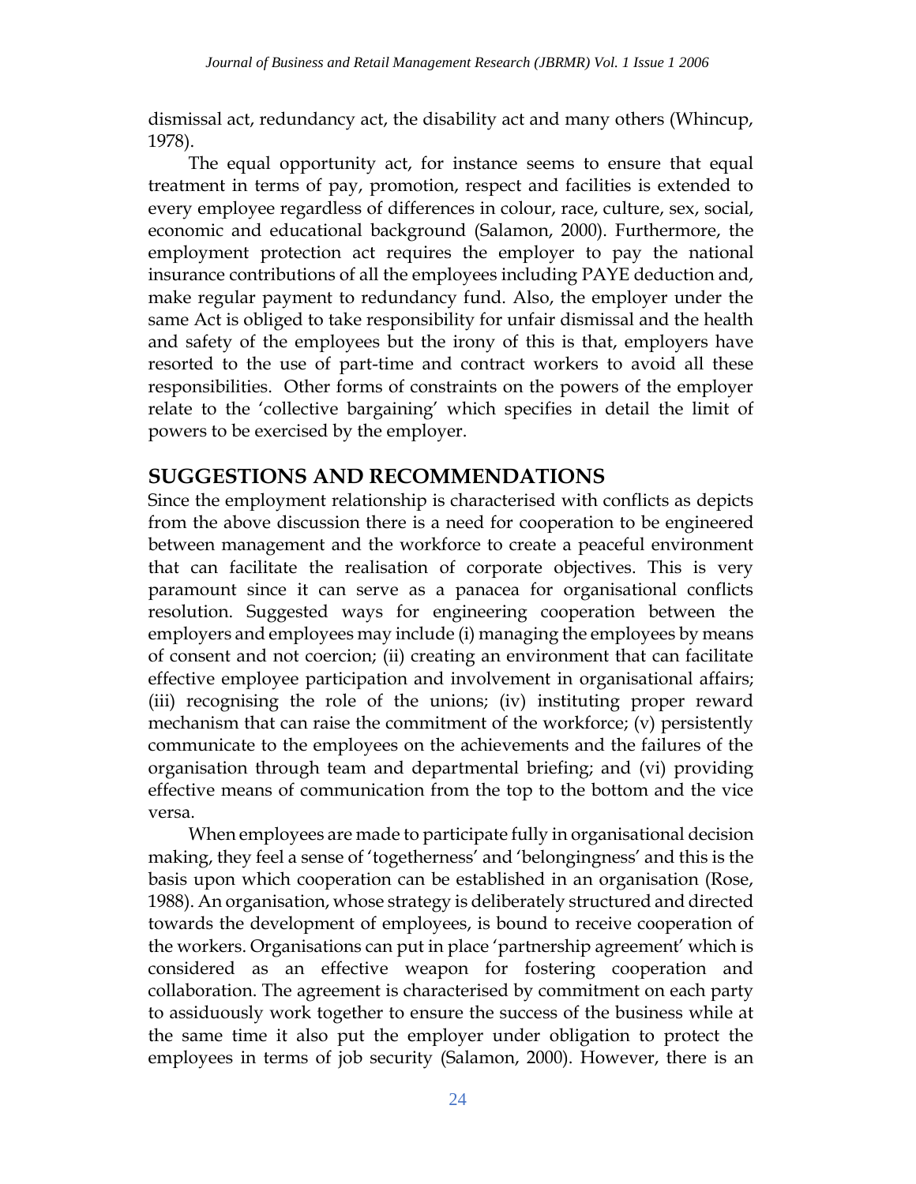dismissal act, redundancy act, the disability act and many others (Whincup, 1978).

The equal opportunity act, for instance seems to ensure that equal treatment in terms of pay, promotion, respect and facilities is extended to every employee regardless of differences in colour, race, culture, sex, social, economic and educational background (Salamon, 2000). Furthermore, the employment protection act requires the employer to pay the national insurance contributions of all the employees including PAYE deduction and, make regular payment to redundancy fund. Also, the employer under the same Act is obliged to take responsibility for unfair dismissal and the health and safety of the employees but the irony of this is that, employers have resorted to the use of part-time and contract workers to avoid all these responsibilities. Other forms of constraints on the powers of the employer relate to the 'collective bargaining' which specifies in detail the limit of powers to be exercised by the employer.

## SUGGESTIONS AND RECOMMENDATIONS

Since the employment relationship is characterised with conflicts as depicts from the above discussion there is a need for cooperation to be engineered between management and the workforce to create a peaceful environment that can facilitate the realisation of corporate objectives. This is very paramount since it can serve as a panacea for organisational conflicts resolution. Suggested ways for engineering cooperation between the employers and employees may include (i) managing the employees by means of consent and not coercion; (ii) creating an environment that can facilitate effective employee participation and involvement in organisational affairs; (iii) recognising the role of the unions; (iv) instituting proper reward mechanism that can raise the commitment of the workforce; (v) persistently communicate to the employees on the achievements and the failures of the organisation through team and departmental briefing; and (vi) providing effective means of communication from the top to the bottom and the vice versa.

When employees are made to participate fully in organisational decision making, they feel a sense of 'togetherness' and 'belongingness' and this is the basis upon which cooperation can be established in an organisation (Rose, 1988). An organisation, whose strategy is deliberately structured and directed towards the development of employees, is bound to receive cooperation of the workers. Organisations can put in place 'partnership agreement' which is considered as an effective weapon for fostering cooperation and collaboration. The agreement is characterised by commitment on each party to assiduously work together to ensure the success of the business while at the same time it also put the employer under obligation to protect the employees in terms of job security (Salamon, 2000). However, there is an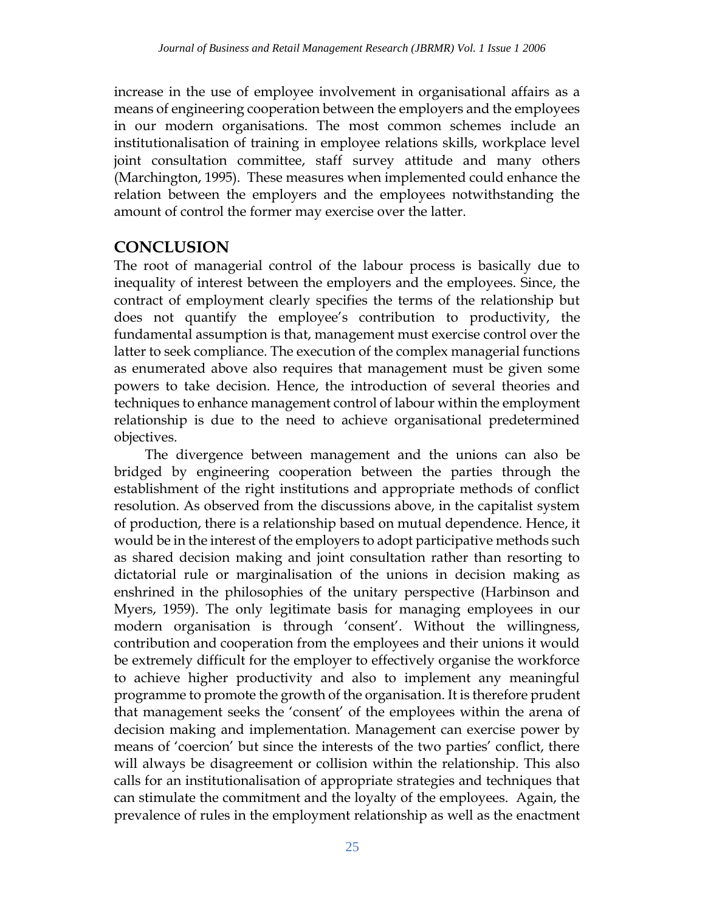increase in the use of employee involvement in organisational affairs as a means of engineering cooperation between the employers and the employees in our modern organisations. The most common schemes include an institutionalisation of training in employee relations skills, workplace level joint consultation committee, staff survey attitude and many others (Marchington, 1995). These measures when implemented could enhance the relation between the employers and the employees notwithstanding the amount of control the former may exercise over the latter.

## CONCLUSION

The root of managerial control of the labour process is basically due to inequality of interest between the employers and the employees. Since, the contract of employment clearly specifies the terms of the relationship but does not quantify the employee's contribution to productivity, the fundamental assumption is that, management must exercise control over the latter to seek compliance. The execution of the complex managerial functions as enumerated above also requires that management must be given some powers to take decision. Hence, the introduction of several theories and techniques to enhance management control of labour within the employment relationship is due to the need to achieve organisational predetermined objectives.

The divergence between management and the unions can also be bridged by engineering cooperation between the parties through the establishment of the right institutions and appropriate methods of conflict resolution. As observed from the discussions above, in the capitalist system of production, there is a relationship based on mutual dependence. Hence, it would be in the interest of the employers to adopt participative methods such as shared decision making and joint consultation rather than resorting to dictatorial rule or marginalisation of the unions in decision making as enshrined in the philosophies of the unitary perspective (Harbinson and Myers, 1959). The only legitimate basis for managing employees in our modern organisation is through 'consent'. Without the willingness, contribution and cooperation from the employees and their unions it would be extremely difficult for the employer to effectively organise the workforce to achieve higher productivity and also to implement any meaningful programme to promote the growth of the organisation. It is therefore prudent that management seeks the 'consent' of the employees within the arena of decision making and implementation. Management can exercise power by means of 'coercion' but since the interests of the two parties' conflict, there will always be disagreement or collision within the relationship. This also calls for an institutionalisation of appropriate strategies and techniques that can stimulate the commitment and the loyalty of the employees. Again, the prevalence of rules in the employment relationship as well as the enactment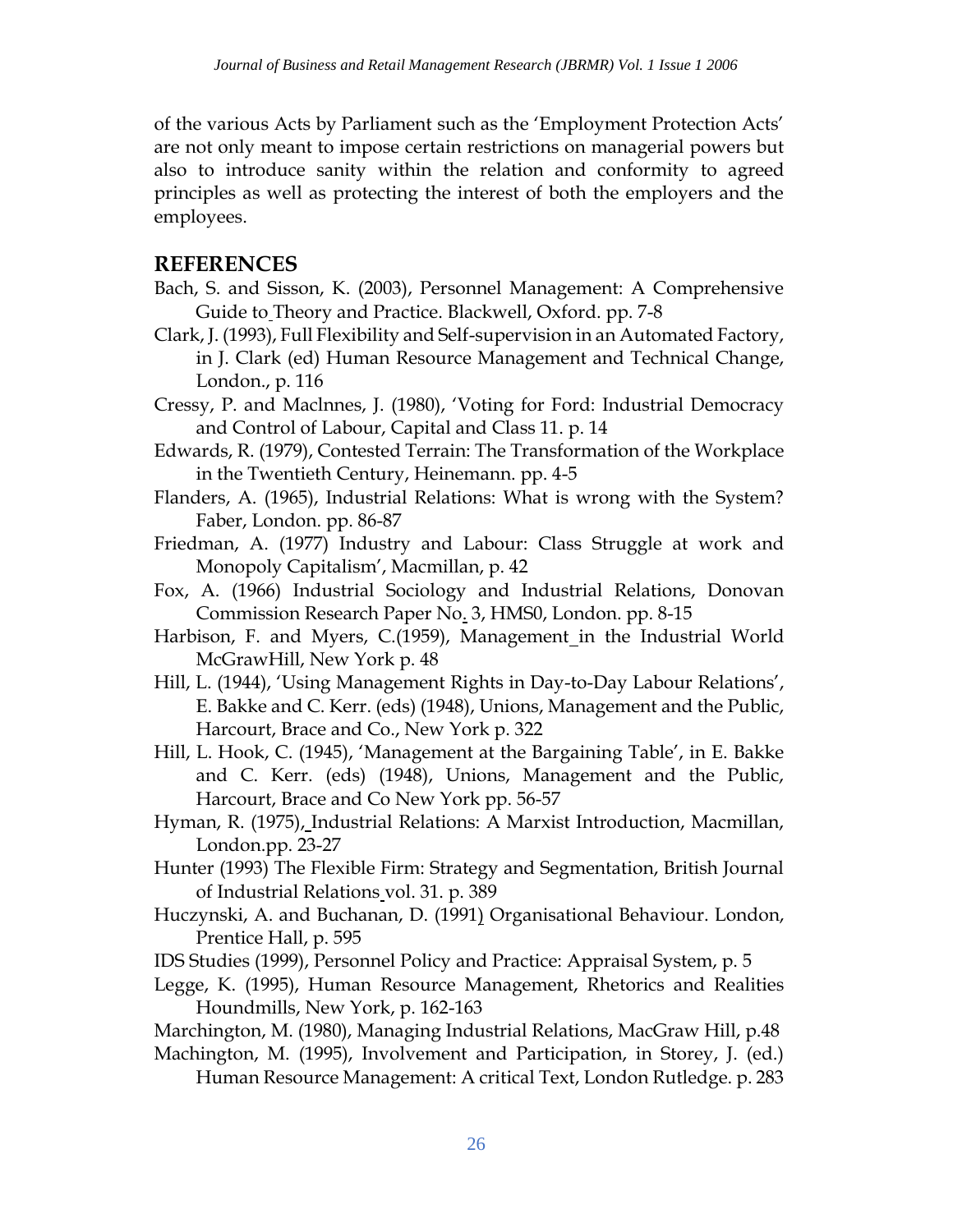of the various Acts by Parliament such as the 'Employment Protection Acts' are not only meant to impose certain restrictions on managerial powers but also to introduce sanity within the relation and conformity to agreed principles as well as protecting the interest of both the employers and the employees.

## REFERENCES

Bach, S. and Sisson, K. (2003), Personnel Management: A Comprehensive Guide to Theory and Practice. Blackwell, Oxford. pp. 7-8

Clark, J. (1993), Full Flexibility and Self-supervision in an Automated Factory, in J. Clark (ed) Human Resource Management and Technical Change, London., p. 116

Cressy, P. and Maclnnes, J. (1980), 'Voting for Ford: Industrial Democracy and Control of Labour, Capital and Class 11. p. 14

Edwards, R. (1979), Contested Terrain: The Transformation of the Workplace in the Twentieth Century, Heinemann. pp. 4-5

Flanders, A. (1965), Industrial Relations: What is wrong with the System? Faber, London. pp. 86-87

Friedman, A. (1977) Industry and Labour: Class Struggle at work and Monopoly Capitalism', Macmillan, p. 42

Fox, A. (1966) Industrial Sociology and Industrial Relations, Donovan Commission Research Paper No. 3, HMS0, London. pp. 8-15

Harbison, F. and Myers, C.(1959), Management in the Industrial World McGrawHill, New York p. 48

Hill, L. (1944), 'Using Management Rights in Day-to-Day Labour Relations', E. Bakke and C. Kerr. (eds) (1948), Unions, Management and the Public, Harcourt, Brace and Co., New York p. 322

Hill, L. Hook, C. (1945), 'Management at the Bargaining Table', in E. Bakke and C. Kerr. (eds) (1948), Unions, Management and the Public, Harcourt, Brace and Co New York pp. 56-57

Hyman, R. (1975), Industrial Relations: A Marxist Introduction, Macmillan, London.pp. 23-27

Hunter (1993) The Flexible Firm: Strategy and Segmentation, British Journal of Industrial Relations vol. 31. p. 389

Huczynski, A. and Buchanan, D. (1991) Organisational Behaviour. London, Prentice Hall, p. 595

IDS Studies (1999), Personnel Policy and Practice: Appraisal System, p. 5

Legge, K. (1995), Human Resource Management, Rhetorics and Realities Houndmills, New York, p. 162-163

Marchington, M. (1980), Managing Industrial Relations, MacGraw Hill, p.48

Machington, M. (1995), Involvement and Participation, in Storey, J. (ed.) Human Resource Management: A critical Text, London Rutledge. p. 283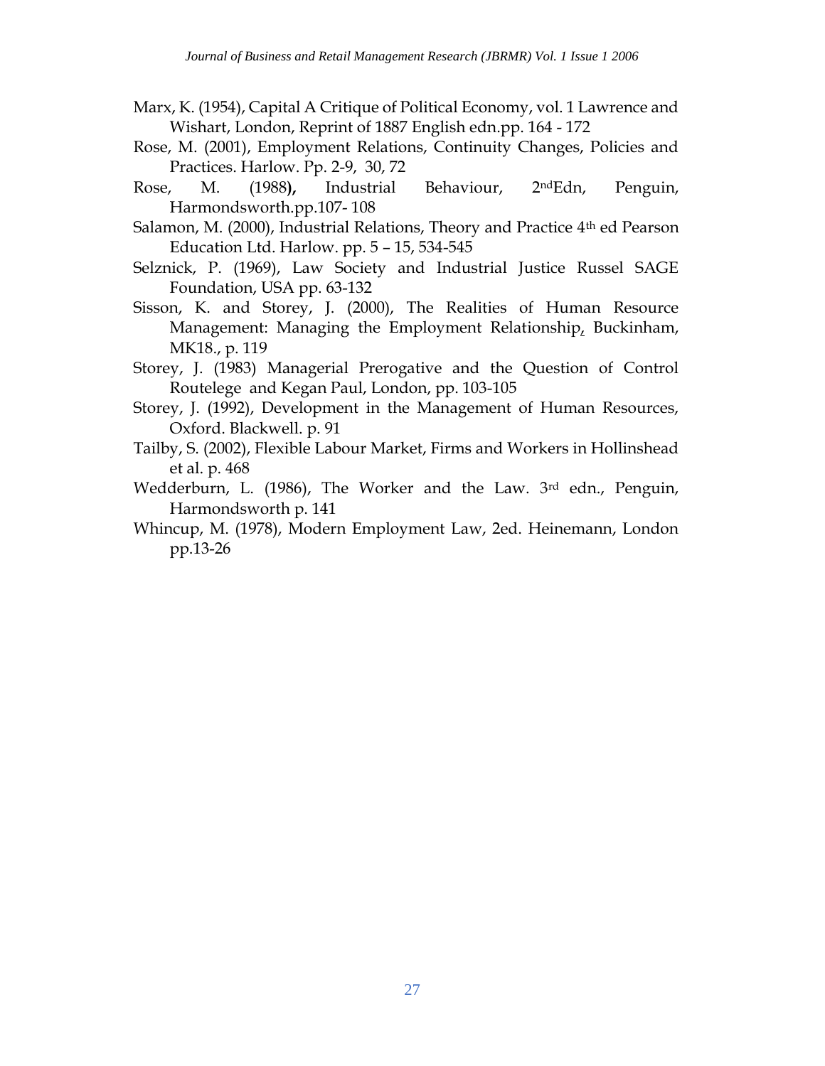Marx, K. (1954), Capital A Critique of Political Economy, vol. 1 Lawrence and Wishart, London, Reprint of 1887 English edn.pp. 164 - 172

Rose, M. (2001), Employment Relations, Continuity Changes, Policies and Practices. Harlow. Pp. 2-9, 30, 72

Rose, M. (1988), Industrial Behaviour, 2nd Edn, Penguin, Harmondsworth.pp.107- 108

Salamon, M. (2000), Industrial Relations, Theory and Practice 4th ed Pearson Education Ltd. Harlow. pp. 5 – 15, 534-545

Selznick, P. (1969), Law Society and Industrial Justice Russel SAGE Foundation, USA pp. 63-132

Sisson, K. and Storey, J. (2000), The Realities of Human Resource Management: Managing the Employment Relationship, Buckinham, MK18., p. 119

Storey, J. (1983) Managerial Prerogative and the Question of Control Routelege and Kegan Paul, London, pp. 103-105

Storey, J. (1992), Development in the Management of Human Resources, Oxford. Blackwell. p. 91

Tailby, S. (2002), Flexible Labour Market, Firms and Workers in Hollinshead et al. p. 468

Wedderburn, L. (1986), The Worker and the Law. 3rd edn., Penguin, Harmondsworth p. 141

Whincup, M. (1978), Modern Employment Law, 2ed. Heinemann, London pp.13-26